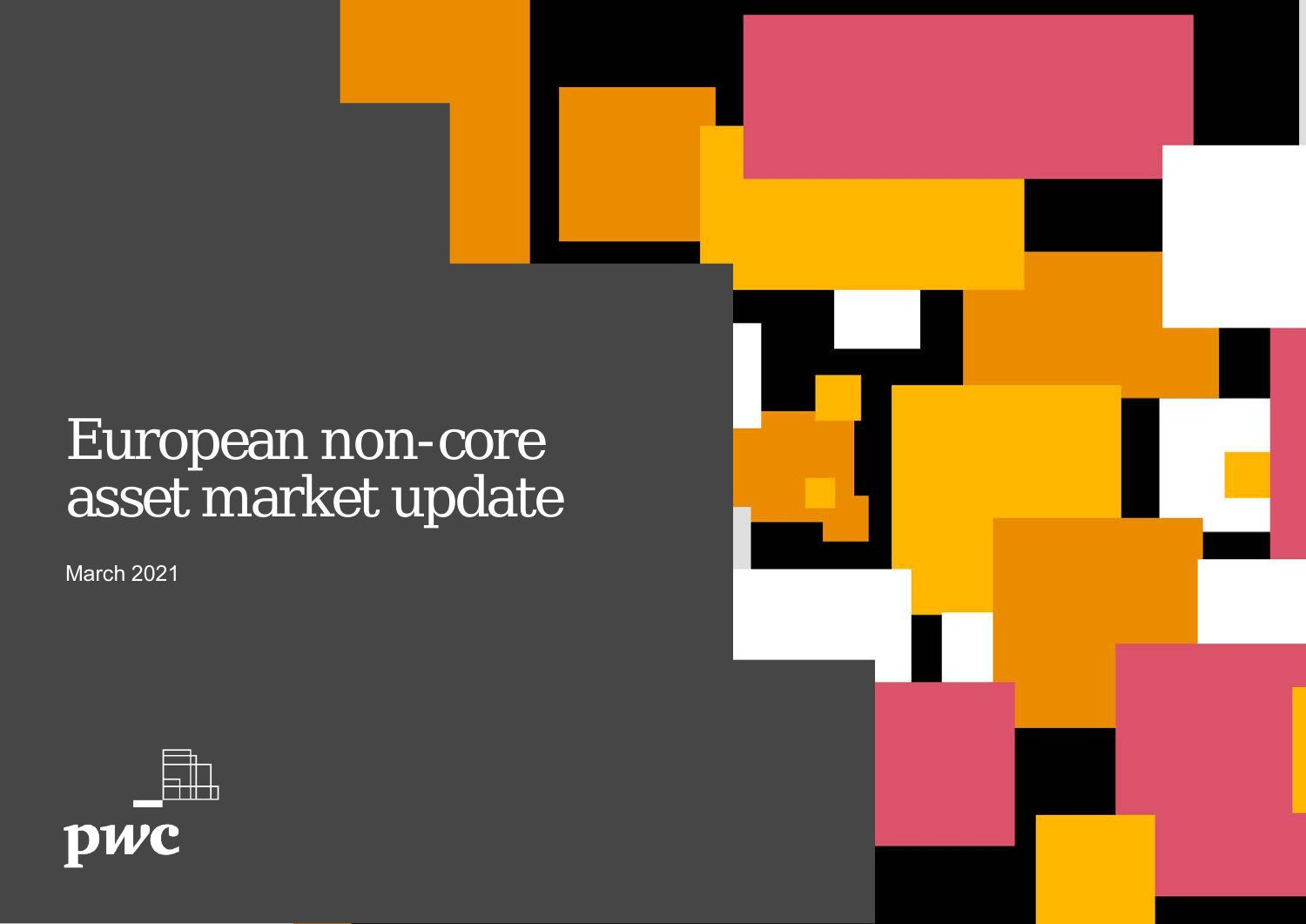# European non-core asset market update

March 2021

pwc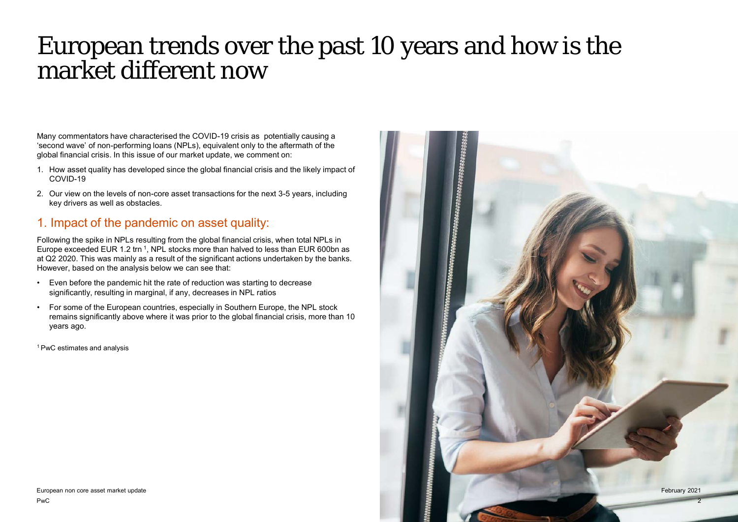# European trends over the past 10 years and how is the market different now

Many commentators have characterised the COVID-19 crisis as potentially causing a 'second wave' of non-performing loans (NPLs), equivalent only to the aftermath of the global financial crisis. In this issue of our market update, we comment on:

1. How asset quality has developed since the global financial crisis and the likely impact of COVID-19
2. Our view on the levels of non-core asset transactions for the next 3-5 years, including key drivers as well as obstacles.

## 1. Impact of the pandemic on asset quality:

Following the spike in NPLs resulting from the global financial crisis, when total NPLs in Europe exceeded EUR 1.2 trn [1], NPL stocks more than halved to less than EUR 600bn as at Q2 2020. This was mainly as a result of the significant actions undertaken by the banks. However, based on the analysis below we can see that:

- Even before the pandemic hit the rate of reduction was starting to decrease significantly, resulting in marginal, if any, decreases in NPL ratios
- For some of the European countries, especially in Southern Europe, the NPL stock remains significantly above where it was prior to the global financial crisis, more than 10 years ago.

[1] PwC estimates and analysis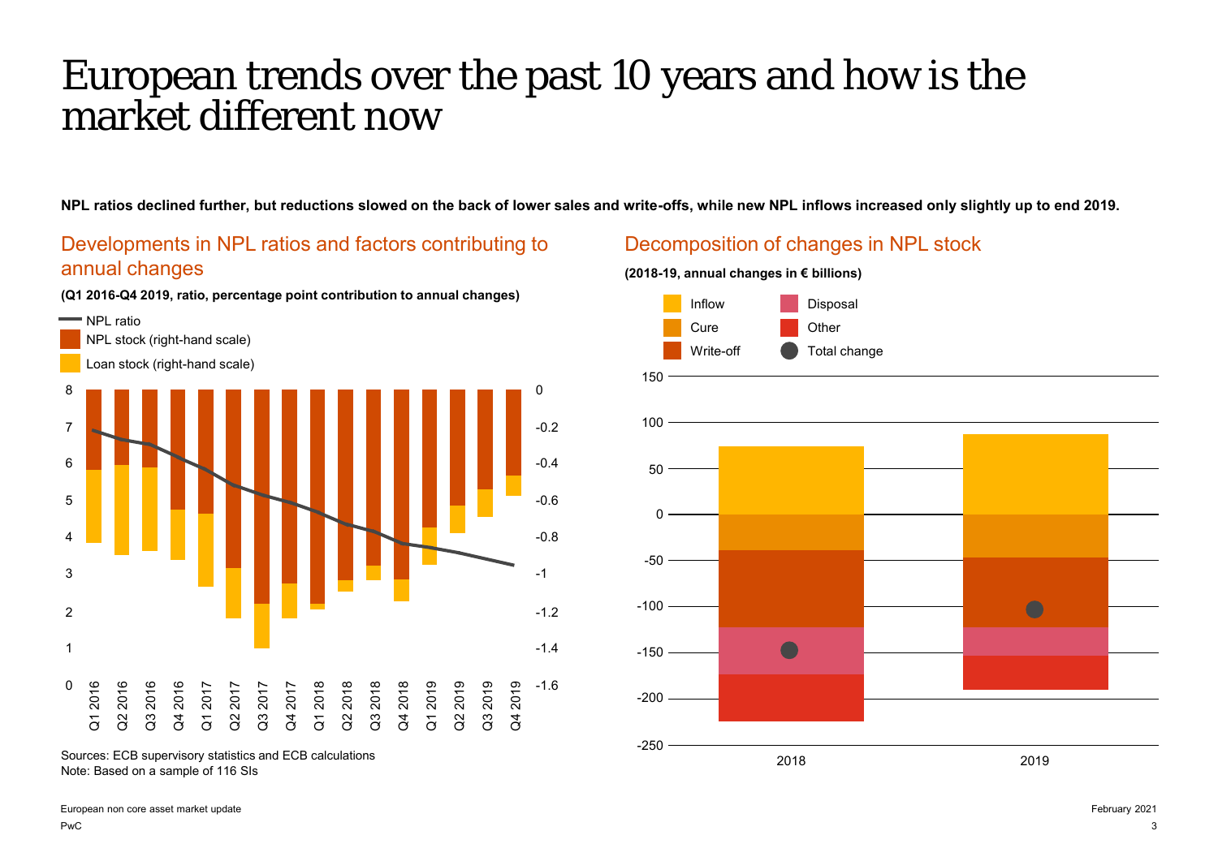# European trends over the past 10 years and how is the market different now

**NPL ratios declined further, but reductions slowed on the back of lower sales and write-offs, while new NPL inflows increased only slightly up to end 2019.**

## Developments in NPL ratios and factors contributing to annual changes

**(Q1 2016-Q4 2019, ratio, percentage point contribution to annual changes)**

- NPL ratio
- NPL stock (right-hand scale)
- Loan stock (right-hand scale)

Sources: ECB supervisory statistics and ECB calculations
Note: Based on a sample of 116 SIs

## Decomposition of changes in NPL stock

**(2018-19, annual changes in € billions)**

- Inflow
- Cure
- Write-off
- Disposal
- Other
- Total change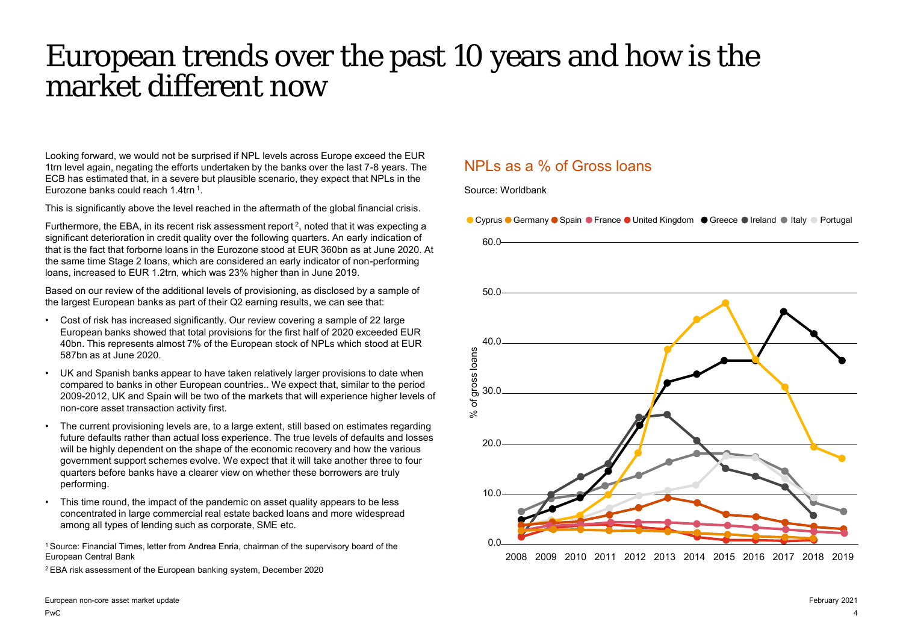# European trends over the past 10 years and how is the market different now

Looking forward, we would not be surprised if NPL levels across Europe exceed the EUR 1trn level again, negating the efforts undertaken by the banks over the last 7-8 years. The ECB has estimated that, in a severe but plausible scenario, they expect that NPLs in the Eurozone banks could reach 1.4trn [1].

This is significantly above the level reached in the aftermath of the global financial crisis.

Furthermore, the EBA, in its recent risk assessment report [2], noted that it was expecting a significant deterioration in credit quality over the following quarters. An early indication of that is the fact that forborne loans in the Eurozone stood at EUR 360bn as at June 2020. At the same time Stage 2 loans, which are considered an early indicator of non-performing loans, increased to EUR 1.2trn, which was 23% higher than in June 2019.

Based on our review of the additional levels of provisioning, as disclosed by a sample of the largest European banks as part of their Q2 earning results, we can see that:

- Cost of risk has increased significantly. Our review covering a sample of 22 large European banks showed that total provisions for the first half of 2020 exceeded EUR 40bn. This represents almost 7% of the European stock of NPLs which stood at EUR 587bn as at June 2020.
- UK and Spanish banks appear to have taken relatively larger provisions to date when compared to banks in other European countries.. We expect that, similar to the period 2009-2012, UK and Spain will be two of the markets that will experience higher levels of non-core asset transaction activity first.
- The current provisioning levels are, to a large extent, still based on estimates regarding future defaults rather than actual loss experience. The true levels of defaults and losses will be highly dependent on the shape of the economic recovery and how the various government support schemes evolve. We expect that it will take another three to four quarters before banks have a clearer view on whether these borrowers are truly performing.
- This time round, the impact of the pandemic on asset quality appears to be less concentrated in large commercial real estate backed loans and more widespread among all types of lending such as corporate, SME etc.

## NPLs as a % of Gross loans

Source: Worldbank

Legend: Cyprus, Germany, Spain, France, United Kingdom, Greece, Ireland, Italy, Portugal

Y-axis: % of gross loans (0.0 – 60.0); X-axis: 2008 – 2019

[1] Source: Financial Times, letter from Andrea Enria, chairman of the supervisory board of the European Central Bank

[2] EBA risk assessment of the European banking system, December 2020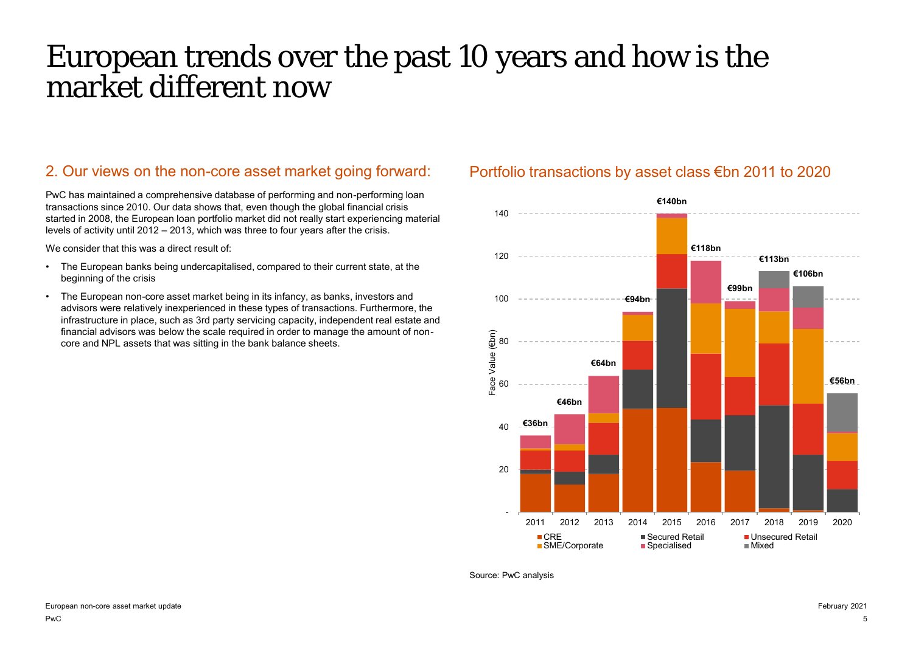# European trends over the past 10 years and how is the market different now

## 2. Our views on the non-core asset market going forward:

PwC has maintained a comprehensive database of performing and non-performing loan transactions since 2010. Our data shows that, even though the global financial crisis started in 2008, the European loan portfolio market did not really start experiencing material levels of activity until 2012 – 2013, which was three to four years after the crisis.

We consider that this was a direct result of:

- The European banks being undercapitalised, compared to their current state, at the beginning of the crisis
- The European non-core asset market being in its infancy, as banks, investors and advisors were relatively inexperienced in these types of transactions. Furthermore, the infrastructure in place, such as 3rd party servicing capacity, independent real estate and financial advisors was below the scale required in order to manage the amount of non-core and NPL assets that was sitting in the bank balance sheets.

## Portfolio transactions by asset class €bn 2011 to 2020

| Year | Total |
|---|---|
| 2011 | €36bn |
| 2012 | €46bn |
| 2013 | €64bn |
| 2014 | €94bn |
| 2015 | €140bn |
| 2016 | €118bn |
| 2017 | €99bn |
| 2018 | €113bn |
| 2019 | €106bn |
| 2020 | €56bn |

Face Value (€bn). Asset classes: CRE, Secured Retail, Unsecured Retail, SME/Corporate, Specialised, Mixed

Source: PwC analysis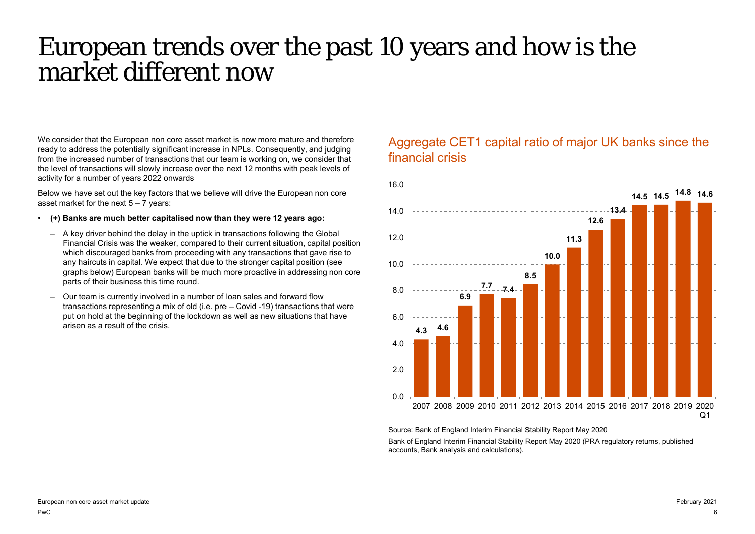# European trends over the past 10 years and how is the market different now

We consider that the European non core asset market is now more mature and therefore ready to address the potentially significant increase in NPLs. Consequently, and judging from the increased number of transactions that our team is working on, we consider that the level of transactions will slowly increase over the next 12 months with peak levels of activity for a number of years 2022 onwards

Below we have set out the key factors that we believe will drive the European non core asset market for the next 5 – 7 years:

- **(+) Banks are much better capitalised now than they were 12 years ago:**
  - A key driver behind the delay in the uptick in transactions following the Global Financial Crisis was the weaker, compared to their current situation, capital position which discouraged banks from proceeding with any transactions that gave rise to any haircuts in capital. We expect that due to the stronger capital position (see graphs below) European banks will be much more proactive in addressing non core parts of their business this time round.
  - Our team is currently involved in a number of loan sales and forward flow transactions representing a mix of old (i.e. pre – Covid -19) transactions that were put on hold at the beginning of the lockdown as well as new situations that have arisen as a result of the crisis.

## Aggregate CET1 capital ratio of major UK banks since the financial crisis

| Year | CET1 capital ratio |
|---|---|
| 2007 | 4.3 |
| 2008 | 4.6 |
| 2009 | 6.9 |
| 2010 | 7.7 |
| 2011 | 7.4 |
| 2012 | 8.5 |
| 2013 | 10.0 |
| 2014 | 11.3 |
| 2015 | 12.6 |
| 2016 | 13.4 |
| 2017 | 14.5 |
| 2018 | 14.5 |
| 2019 | 14.8 |
| 2020 Q1 | 14.6 |

Source: Bank of England Interim Financial Stability Report May 2020

Bank of England Interim Financial Stability Report May 2020 (PRA regulatory returns, published accounts, Bank analysis and calculations).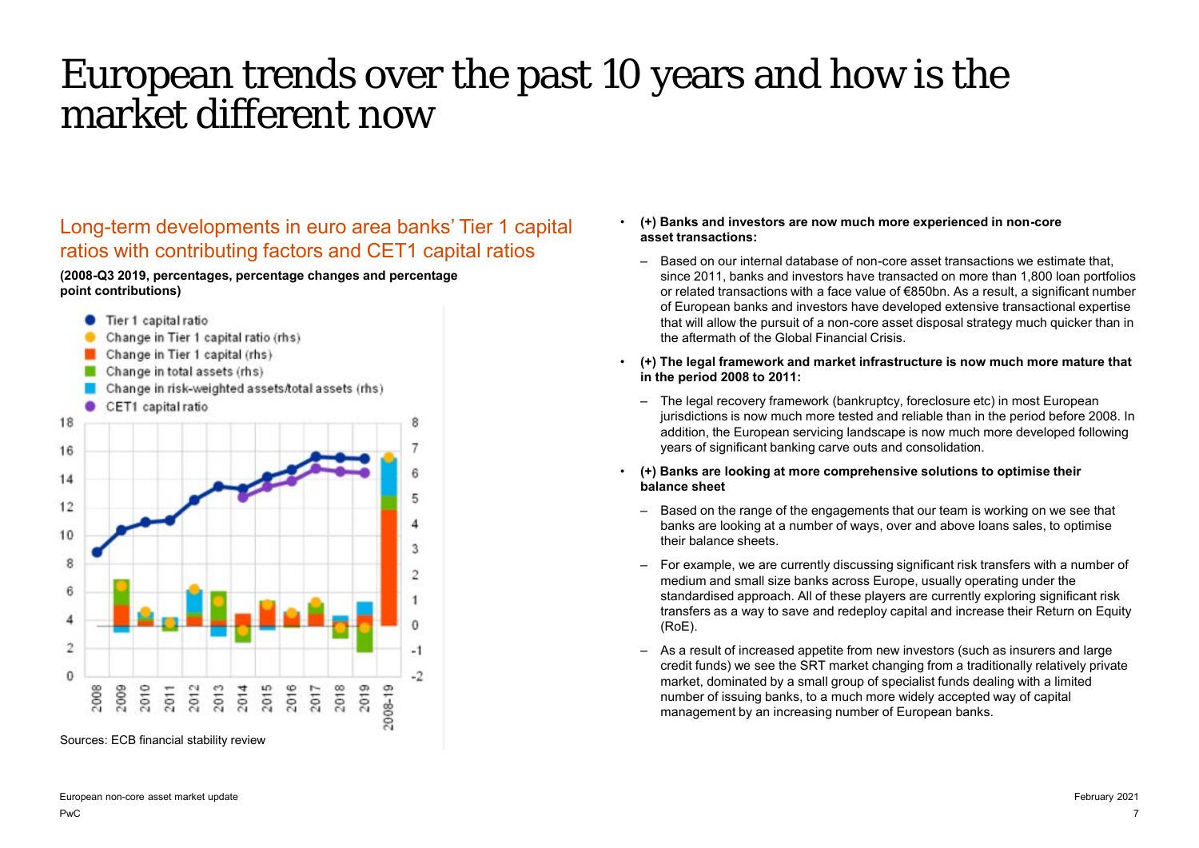# European trends over the past 10 years and how is the market different now

## Long-term developments in euro area banks' Tier 1 capital ratios with contributing factors and CET1 capital ratios

**(2008-Q3 2019, percentages, percentage changes and percentage point contributions)**

Sources: ECB financial stability review

- **(+) Banks and investors are now much more experienced in non-core asset transactions:**
  - Based on our internal database of non-core asset transactions we estimate that, since 2011, banks and investors have transacted on more than 1,800 loan portfolios or related transactions with a face value of €850bn. As a result, a significant number of European banks and investors have developed extensive transactional expertise that will allow the pursuit of a non-core asset disposal strategy much quicker than in the aftermath of the Global Financial Crisis.
- **(+) The legal framework and market infrastructure is now much more mature that in the period 2008 to 2011:**
  - The legal recovery framework (bankruptcy, foreclosure etc) in most European jurisdictions is now much more tested and reliable than in the period before 2008. In addition, the European servicing landscape is now much more developed following years of significant banking carve outs and consolidation.
- **(+) Banks are looking at more comprehensive solutions to optimise their balance sheet**
  - Based on the range of the engagements that our team is working on we see that banks are looking at a number of ways, over and above loans sales, to optimise their balance sheets.
  - For example, we are currently discussing significant risk transfers with a number of medium and small size banks across Europe, usually operating under the standardised approach. All of these players are currently exploring significant risk transfers as a way to save and redeploy capital and increase their Return on Equity (RoE).
  - As a result of increased appetite from new investors (such as insurers and large credit funds) we see the SRT market changing from a traditionally relatively private market, dominated by a small group of specialist funds dealing with a limited number of issuing banks, to a much more widely accepted way of capital management by an increasing number of European banks.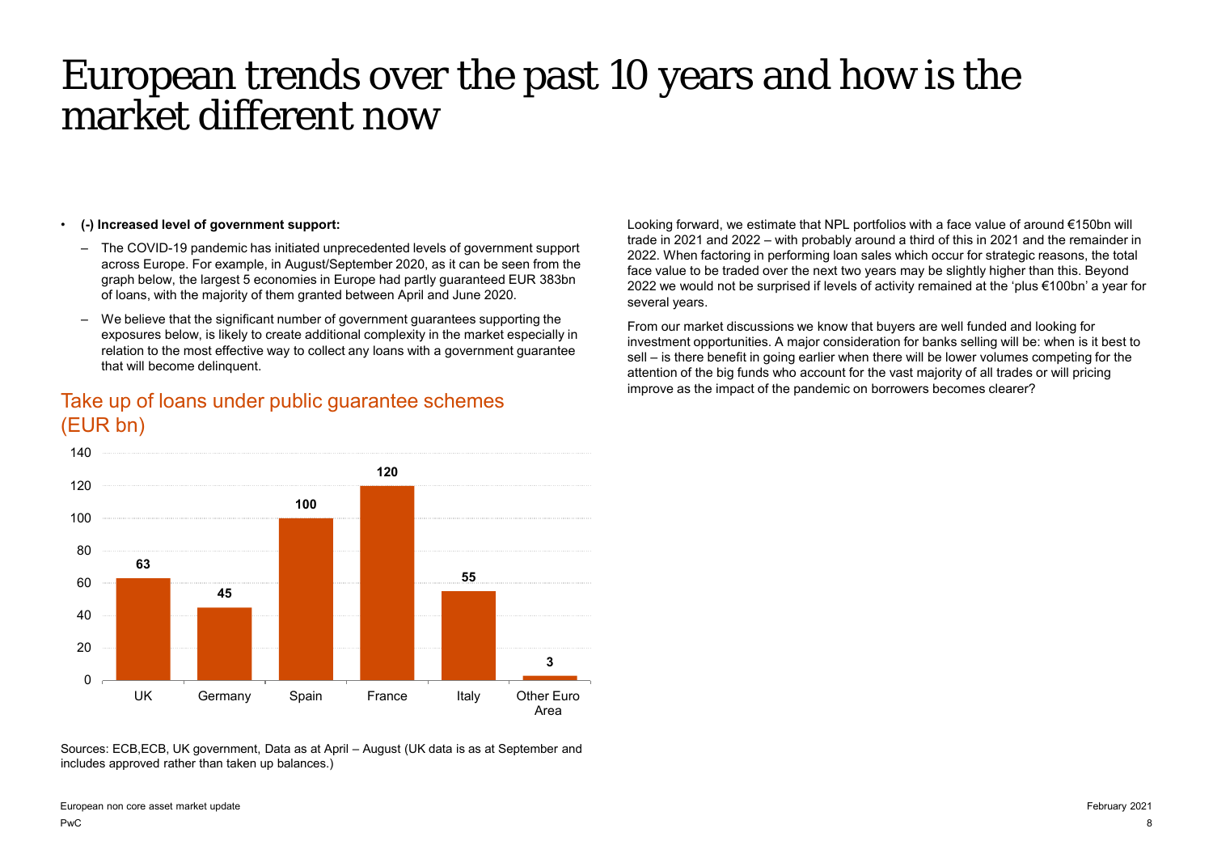# European trends over the past 10 years and how is the market different now

- **(-) Increased level of government support:**
  - The COVID-19 pandemic has initiated unprecedented levels of government support across Europe. For example, in August/September 2020, as it can be seen from the graph below, the largest 5 economies in Europe had partly guaranteed EUR 383bn of loans, with the majority of them granted between April and June 2020.
  - We believe that the significant number of government guarantees supporting the exposures below, is likely to create additional complexity in the market especially in relation to the most effective way to collect any loans with a government guarantee that will become delinquent.

## Take up of loans under public guarantee schemes (EUR bn)

| Country | EUR bn |
| --- | --- |
| UK | 63 |
| Germany | 45 |
| Spain | 100 |
| France | 120 |
| Italy | 55 |
| Other Euro Area | 3 |

Sources: ECB,ECB, UK government, Data as at April – August (UK data is as at September and includes approved rather than taken up balances.)

Looking forward, we estimate that NPL portfolios with a face value of around €150bn will trade in 2021 and 2022 – with probably around a third of this in 2021 and the remainder in 2022. When factoring in performing loan sales which occur for strategic reasons, the total face value to be traded over the next two years may be slightly higher than this. Beyond 2022 we would not be surprised if levels of activity remained at the 'plus €100bn' a year for several years.

From our market discussions we know that buyers are well funded and looking for investment opportunities. A major consideration for banks selling will be: when is it best to sell – is there benefit in going earlier when there will be lower volumes competing for the attention of the big funds who account for the vast majority of all trades or will pricing improve as the impact of the pandemic on borrowers becomes clearer?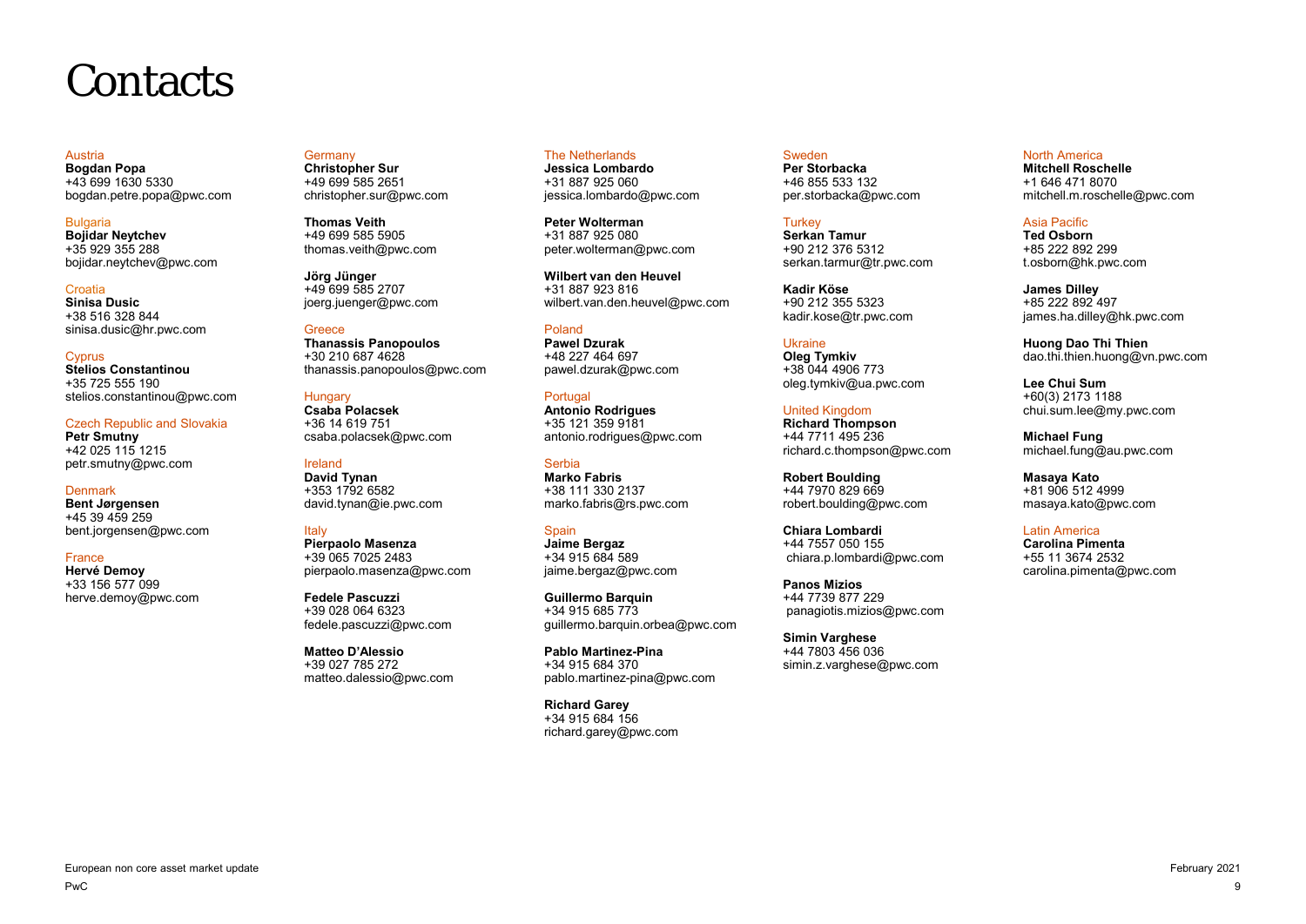# Contacts

**Austria**
**Bogdan Popa**
+43 699 1630 5330
bogdan.petre.popa@pwc.com

**Bulgaria**
**Bojidar Neytchev**
+35 929 355 288
bojidar.neytchev@pwc.com

**Croatia**
**Sinisa Dusic**
+38 516 328 844
sinisa.dusic@hr.pwc.com

**Cyprus**
**Stelios Constantinou**
+35 725 555 190
stelios.constantinou@pwc.com

**Czech Republic and Slovakia**
**Petr Smutny**
+42 025 115 1215
petr.smutny@pwc.com

**Denmark**
**Bent Jørgensen**
+45 39 459 259
bent.jorgensen@pwc.com

**France**
**Hervé Demoy**
+33 156 577 099
herve.demoy@pwc.com

**Germany**
**Christopher Sur**
+49 699 585 2651
christopher.sur@pwc.com

**Thomas Veith**
+49 699 585 5905
thomas.veith@pwc.com

**Jörg Jünger**
+49 699 585 2707
joerg.juenger@pwc.com

**Greece**
**Thanassis Panopoulos**
+30 210 687 4628
thanassis.panopoulos@pwc.com

**Hungary**
**Csaba Polacsek**
+36 14 619 751
csaba.polacsek@pwc.com

**Ireland**
**David Tynan**
+353 1792 6582
david.tynan@ie.pwc.com

**Italy**
**Pierpaolo Masenza**
+39 065 7025 2483
pierpaolo.masenza@pwc.com

**Fedele Pascuzzi**
+39 028 064 6323
fedele.pascuzzi@pwc.com

**Matteo D'Alessio**
+39 027 785 272
matteo.dalessio@pwc.com

**The Netherlands**
**Jessica Lombardo**
+31 887 925 060
jessica.lombardo@pwc.com

**Peter Wolterman**
+31 887 925 080
peter.wolterman@pwc.com

**Wilbert van den Heuvel**
+31 887 923 816
wilbert.van.den.heuvel@pwc.com

**Poland**
**Pawel Dzurak**
+48 227 464 697
pawel.dzurak@pwc.com

**Portugal**
**Antonio Rodrigues**
+35 121 359 9181
antonio.rodrigues@pwc.com

**Serbia**
**Marko Fabris**
+38 111 330 2137
marko.fabris@rs.pwc.com

**Spain**
**Jaime Bergaz**
+34 915 684 589
jaime.bergaz@pwc.com

**Guillermo Barquin**
+34 915 685 773
guillermo.barquin.orbea@pwc.com

**Pablo Martinez-Pina**
+34 915 684 370
pablo.martinez-pina@pwc.com

**Richard Garey**
+34 915 684 156
richard.garey@pwc.com

**Sweden**
**Per Storbacka**
+46 855 533 132
per.storbacka@pwc.com

**Turkey**
**Serkan Tamur**
+90 212 376 5312
serkan.tarmur@tr.pwc.com

**Kadir Köse**
+90 212 355 5323
kadir.kose@tr.pwc.com

**Ukraine**
**Oleg Tymkiv**
+38 044 4906 773
oleg.tymkiv@ua.pwc.com

**United Kingdom**
**Richard Thompson**
+44 7711 495 236
richard.c.thompson@pwc.com

**Robert Boulding**
+44 7970 829 669
robert.boulding@pwc.com

**Chiara Lombardi**
+44 7557 050 155
chiara.p.lombardi@pwc.com

**Panos Mizios**
+44 7739 877 229
panagiotis.mizios@pwc.com

**Simin Varghese**
+44 7803 456 036
simin.z.varghese@pwc.com

**North America**
**Mitchell Roschelle**
+1 646 471 8070
mitchell.m.roschelle@pwc.com

**Asia Pacific**
**Ted Osborn**
+85 222 892 299
t.osborn@hk.pwc.com

**James Dilley**
+85 222 892 497
james.ha.dilley@hk.pwc.com

**Huong Dao Thi Thien**
dao.thi.thien.huong@vn.pwc.com

**Lee Chui Sum**
+60(3) 2173 1188
chui.sum.lee@my.pwc.com

**Michael Fung**
michael.fung@au.pwc.com

**Masaya Kato**
+81 906 512 4999
masaya.kato@pwc.com

**Latin America**
**Carolina Pimenta**
+55 11 3674 2532
carolina.pimenta@pwc.com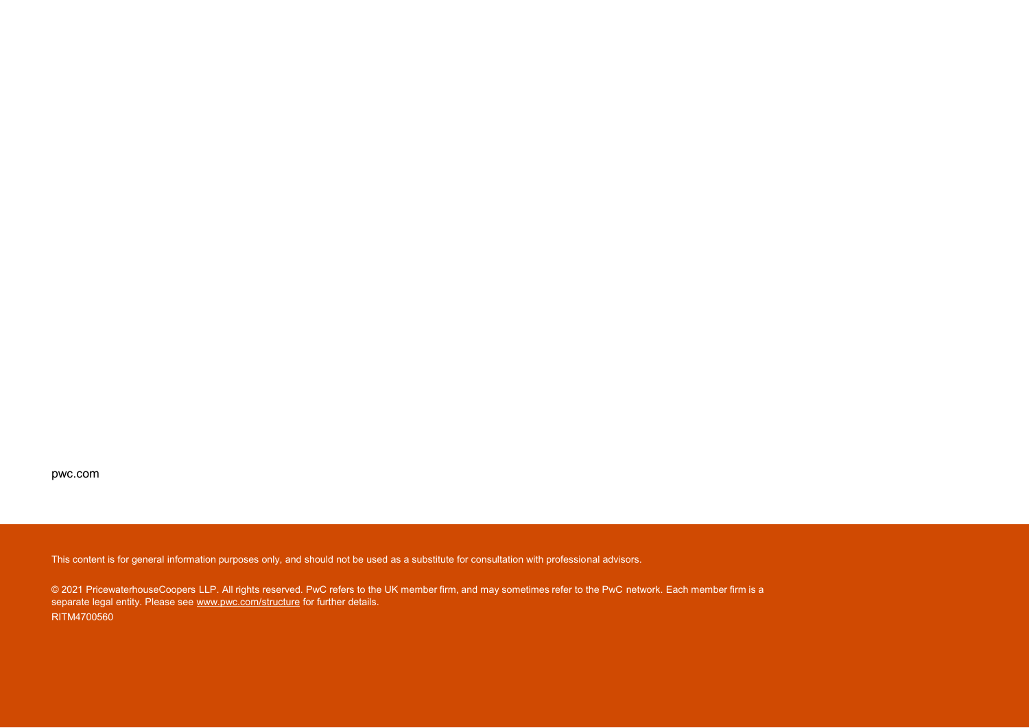pwc.com

This content is for general information purposes only, and should not be used as a substitute for consultation with professional advisors.

© 2021 PricewaterhouseCoopers LLP. All rights reserved. PwC refers to the UK member firm, and may sometimes refer to the PwC network. Each member firm is a separate legal entity. Please see www.pwc.com/structure for further details.

RITM4700560